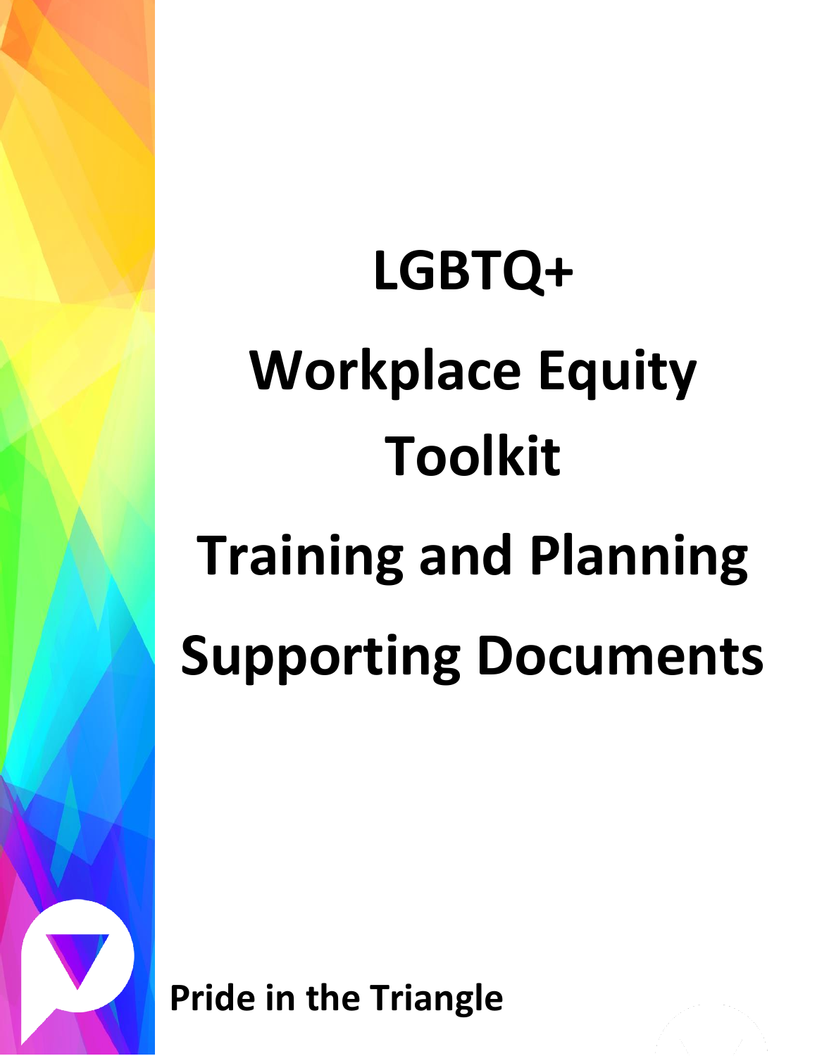# LGBTQ+

# Workplace Equity Toolkit

# Training and Planning Supporting Documents

**Pride in the Triangle**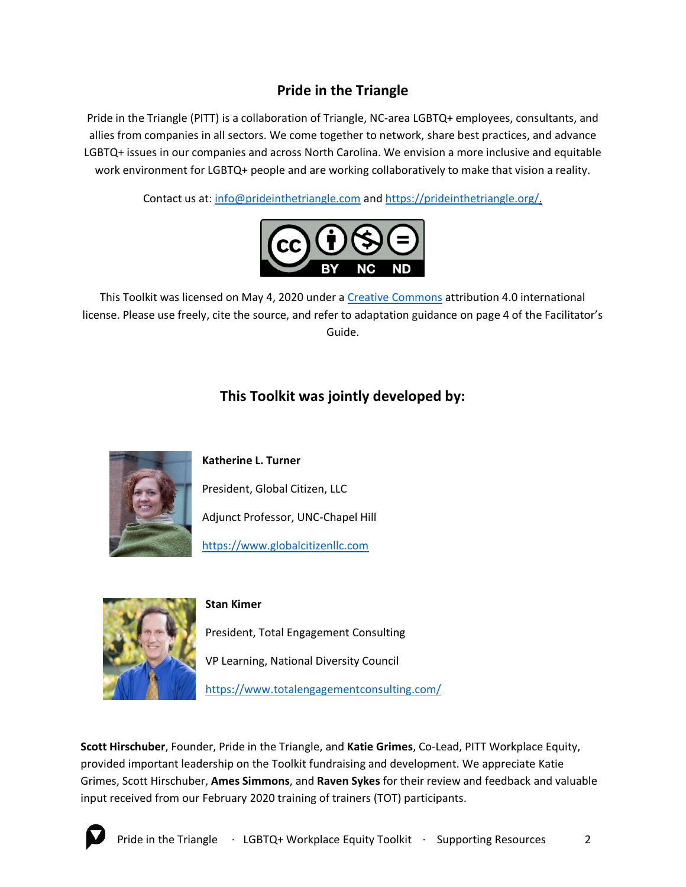## Pride in the Triangle

Pride in the Triangle (PITT) is a collaboration of Triangle, NC-area LGBTQ+ employees, consultants, and allies from companies in all sectors. We come together to network, share best practices, and advance LGBTQ+ issues in our companies and across North Carolina. We envision a more inclusive and equitable work environment for LGBTQ+ people and are working collaboratively to make that vision a reality.

Contact us at: info@prideinthetriangle.com and https://prideinthetriangle.org/.

This Toolkit was licensed on May 4, 2020 under a Creative Commons attribution 4.0 international license. Please use freely, cite the source, and refer to adaptation guidance on page 4 of the Facilitator's Guide.

## This Toolkit was jointly developed by:

**Katherine L. Turner**

President, Global Citizen, LLC

Adjunct Professor, UNC-Chapel Hill

https://www.globalcitizenllc.com

**Stan Kimer**

President, Total Engagement Consulting

VP Learning, National Diversity Council

https://www.totalengagementconsulting.com/

**Scott Hirschuber**, Founder, Pride in the Triangle, and **Katie Grimes**, Co-Lead, PITT Workplace Equity, provided important leadership on the Toolkit fundraising and development. We appreciate Katie Grimes, Scott Hirschuber, **Ames Simmons**, and **Raven Sykes** for their review and feedback and valuable input received from our February 2020 training of trainers (TOT) participants.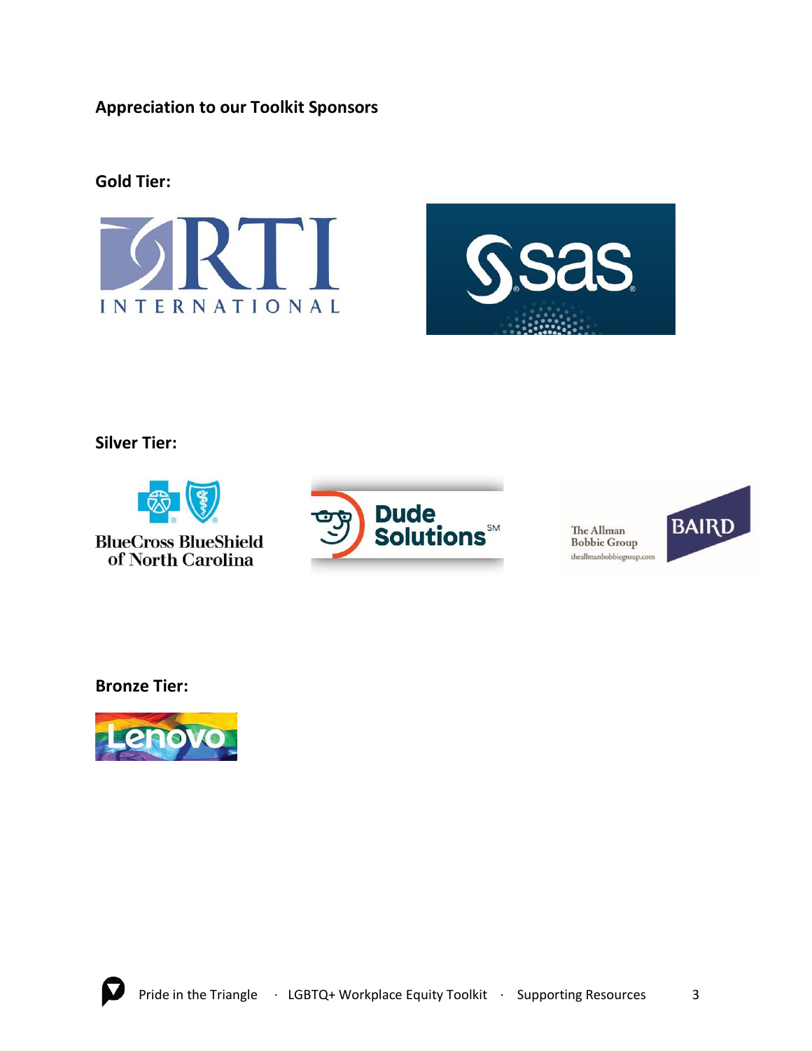**Appreciation to our Toolkit Sponsors**

**Gold Tier:**

RTI International

SAS

**Silver Tier:**

BlueCross BlueShield of North Carolina

Dude Solutions

The Allman Bobbie Group – Baird

**Bronze Tier:**

Lenovo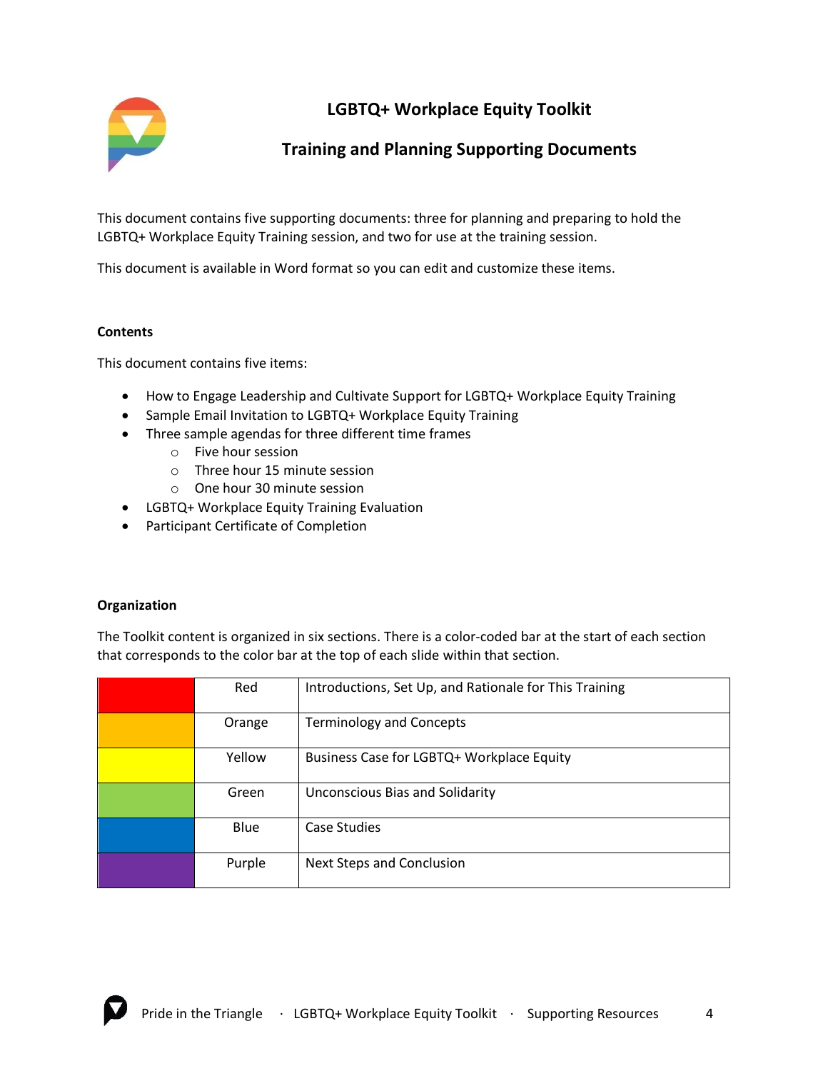# LGBTQ+ Workplace Equity Toolkit

## Training and Planning Supporting Documents

This document contains five supporting documents: three for planning and preparing to hold the LGBTQ+ Workplace Equity Training session, and two for use at the training session.

This document is available in Word format so you can edit and customize these items.

**Contents**

This document contains five items:

- How to Engage Leadership and Cultivate Support for LGBTQ+ Workplace Equity Training
- Sample Email Invitation to LGBTQ+ Workplace Equity Training
- Three sample agendas for three different time frames
    - Five hour session
    - Three hour 15 minute session
    - One hour 30 minute session
- LGBTQ+ Workplace Equity Training Evaluation
- Participant Certificate of Completion

**Organization**

The Toolkit content is organized in six sections. There is a color-coded bar at the start of each section that corresponds to the color bar at the top of each slide within that section.

| | | |
|---|---|---|
| | Red | Introductions, Set Up, and Rationale for This Training |
| | Orange | Terminology and Concepts |
| | Yellow | Business Case for LGBTQ+ Workplace Equity |
| | Green | Unconscious Bias and Solidarity |
| | Blue | Case Studies |
| | Purple | Next Steps and Conclusion |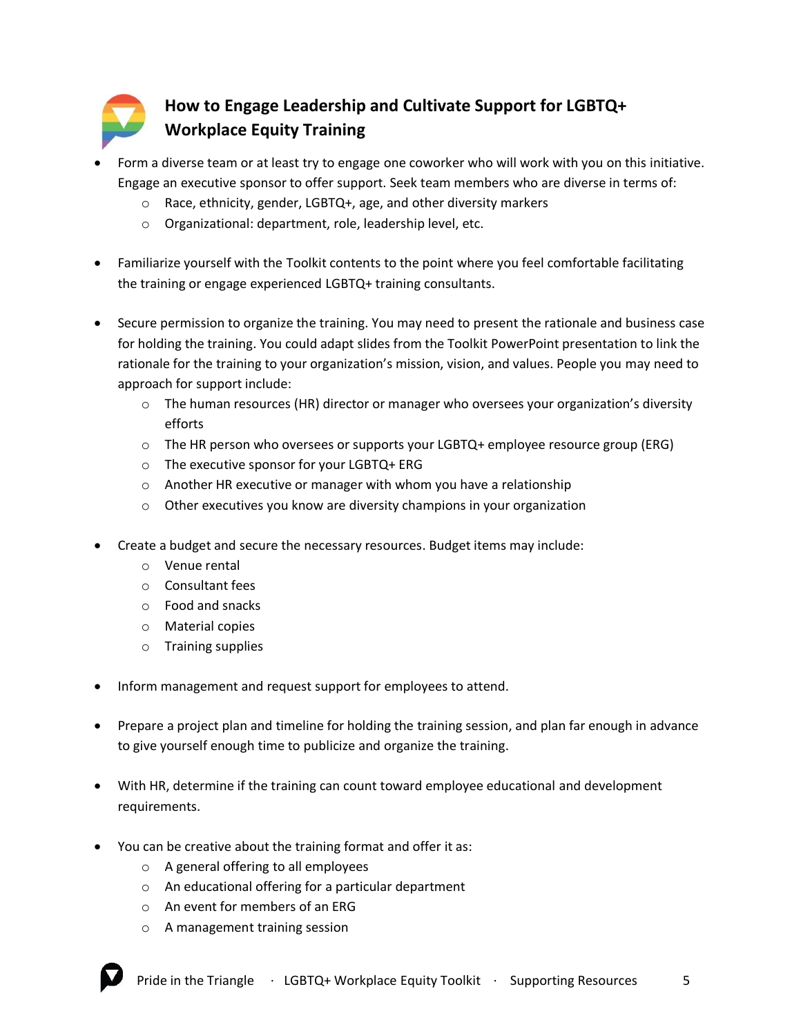## How to Engage Leadership and Cultivate Support for LGBTQ+ Workplace Equity Training

- Form a diverse team or at least try to engage one coworker who will work with you on this initiative. Engage an executive sponsor to offer support. Seek team members who are diverse in terms of:
  - Race, ethnicity, gender, LGBTQ+, age, and other diversity markers
  - Organizational: department, role, leadership level, etc.

- Familiarize yourself with the Toolkit contents to the point where you feel comfortable facilitating the training or engage experienced LGBTQ+ training consultants.

- Secure permission to organize the training. You may need to present the rationale and business case for holding the training. You could adapt slides from the Toolkit PowerPoint presentation to link the rationale for the training to your organization's mission, vision, and values. People you may need to approach for support include:
  - The human resources (HR) director or manager who oversees your organization's diversity efforts
  - The HR person who oversees or supports your LGBTQ+ employee resource group (ERG)
  - The executive sponsor for your LGBTQ+ ERG
  - Another HR executive or manager with whom you have a relationship
  - Other executives you know are diversity champions in your organization

- Create a budget and secure the necessary resources. Budget items may include:
  - Venue rental
  - Consultant fees
  - Food and snacks
  - Material copies
  - Training supplies

- Inform management and request support for employees to attend.

- Prepare a project plan and timeline for holding the training session, and plan far enough in advance to give yourself enough time to publicize and organize the training.

- With HR, determine if the training can count toward employee educational and development requirements.

- You can be creative about the training format and offer it as:
  - A general offering to all employees
  - An educational offering for a particular department
  - An event for members of an ERG
  - A management training session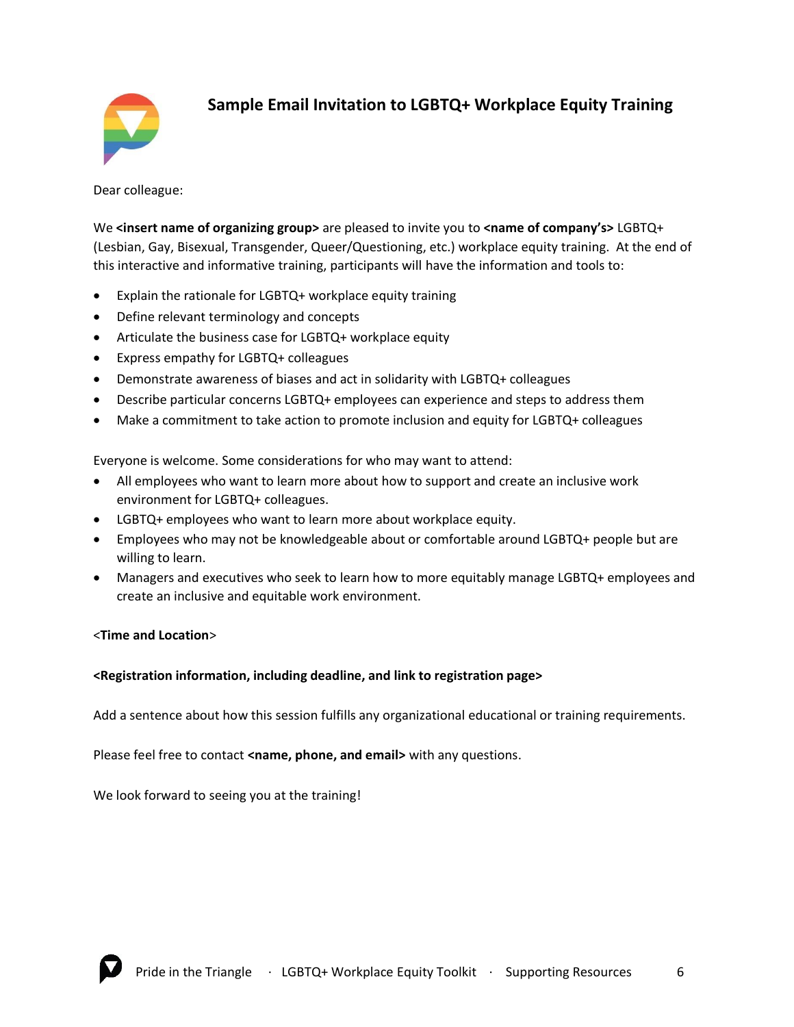# Sample Email Invitation to LGBTQ+ Workplace Equity Training

Dear colleague:

We **<insert name of organizing group>** are pleased to invite you to **<name of company's>** LGBTQ+ (Lesbian, Gay, Bisexual, Transgender, Queer/Questioning, etc.) workplace equity training. At the end of this interactive and informative training, participants will have the information and tools to:

- Explain the rationale for LGBTQ+ workplace equity training
- Define relevant terminology and concepts
- Articulate the business case for LGBTQ+ workplace equity
- Express empathy for LGBTQ+ colleagues
- Demonstrate awareness of biases and act in solidarity with LGBTQ+ colleagues
- Describe particular concerns LGBTQ+ employees can experience and steps to address them
- Make a commitment to take action to promote inclusion and equity for LGBTQ+ colleagues

Everyone is welcome. Some considerations for who may want to attend:

- All employees who want to learn more about how to support and create an inclusive work environment for LGBTQ+ colleagues.
- LGBTQ+ employees who want to learn more about workplace equity.
- Employees who may not be knowledgeable about or comfortable around LGBTQ+ people but are willing to learn.
- Managers and executives who seek to learn how to more equitably manage LGBTQ+ employees and create an inclusive and equitable work environment.

<**Time and Location**>

**<Registration information, including deadline, and link to registration page>**

Add a sentence about how this session fulfills any organizational educational or training requirements.

Please feel free to contact **<name, phone, and email>** with any questions.

We look forward to seeing you at the training!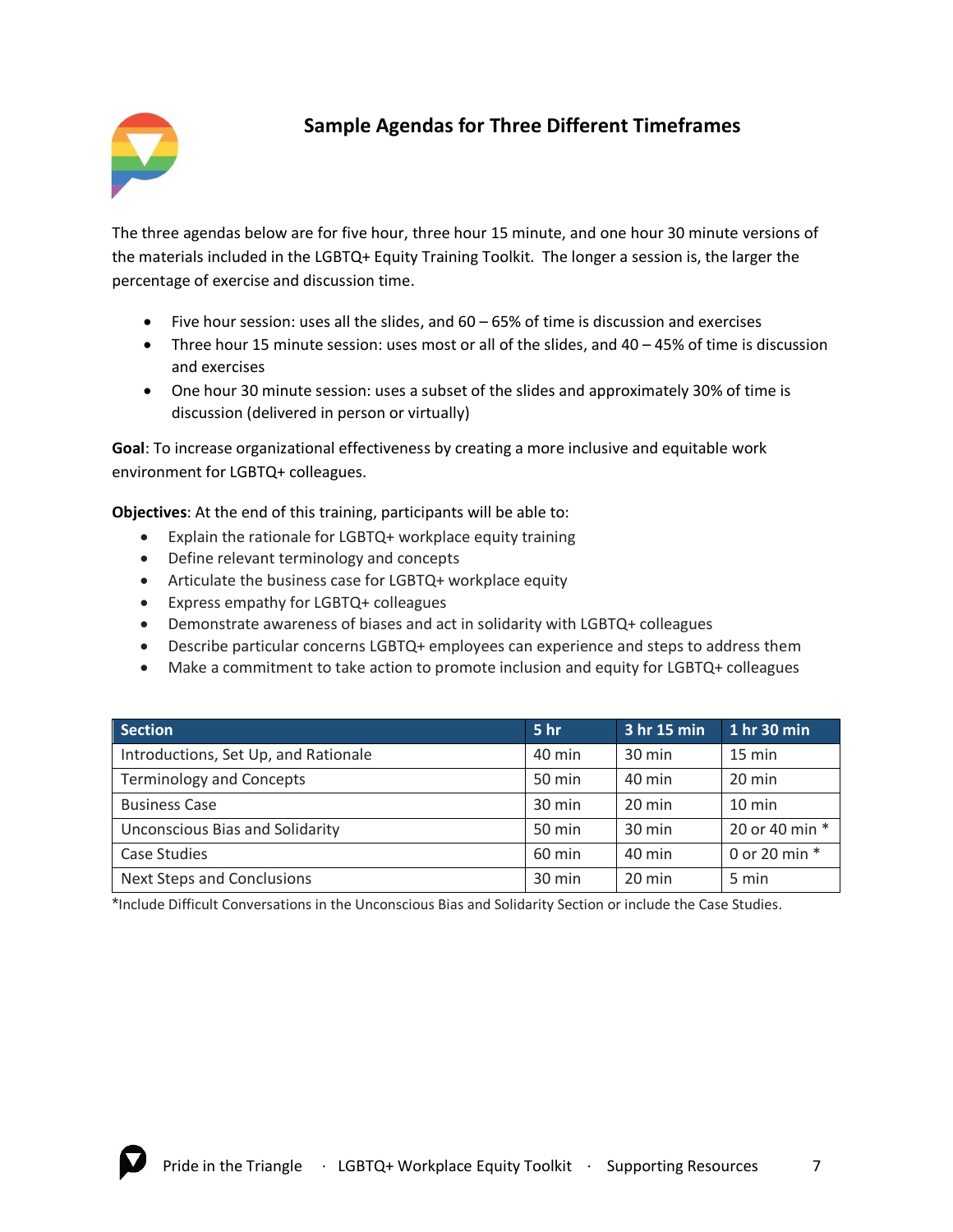## Sample Agendas for Three Different Timeframes

The three agendas below are for five hour, three hour 15 minute, and one hour 30 minute versions of the materials included in the LGBTQ+ Equity Training Toolkit. The longer a session is, the larger the percentage of exercise and discussion time.

- Five hour session: uses all the slides, and 60 – 65% of time is discussion and exercises
- Three hour 15 minute session: uses most or all of the slides, and 40 – 45% of time is discussion and exercises
- One hour 30 minute session: uses a subset of the slides and approximately 30% of time is discussion (delivered in person or virtually)

**Goal**: To increase organizational effectiveness by creating a more inclusive and equitable work environment for LGBTQ+ colleagues.

**Objectives**: At the end of this training, participants will be able to:

- Explain the rationale for LGBTQ+ workplace equity training
- Define relevant terminology and concepts
- Articulate the business case for LGBTQ+ workplace equity
- Express empathy for LGBTQ+ colleagues
- Demonstrate awareness of biases and act in solidarity with LGBTQ+ colleagues
- Describe particular concerns LGBTQ+ employees can experience and steps to address them
- Make a commitment to take action to promote inclusion and equity for LGBTQ+ colleagues

| Section | 5 hr | 3 hr 15 min | 1 hr 30 min |
|---|---|---|---|
| Introductions, Set Up, and Rationale | 40 min | 30 min | 15 min |
| Terminology and Concepts | 50 min | 40 min | 20 min |
| Business Case | 30 min | 20 min | 10 min |
| Unconscious Bias and Solidarity | 50 min | 30 min | 20 or 40 min * |
| Case Studies | 60 min | 40 min | 0 or 20 min * |
| Next Steps and Conclusions | 30 min | 20 min | 5 min |

*Include Difficult Conversations in the Unconscious Bias and Solidarity Section or include the Case Studies.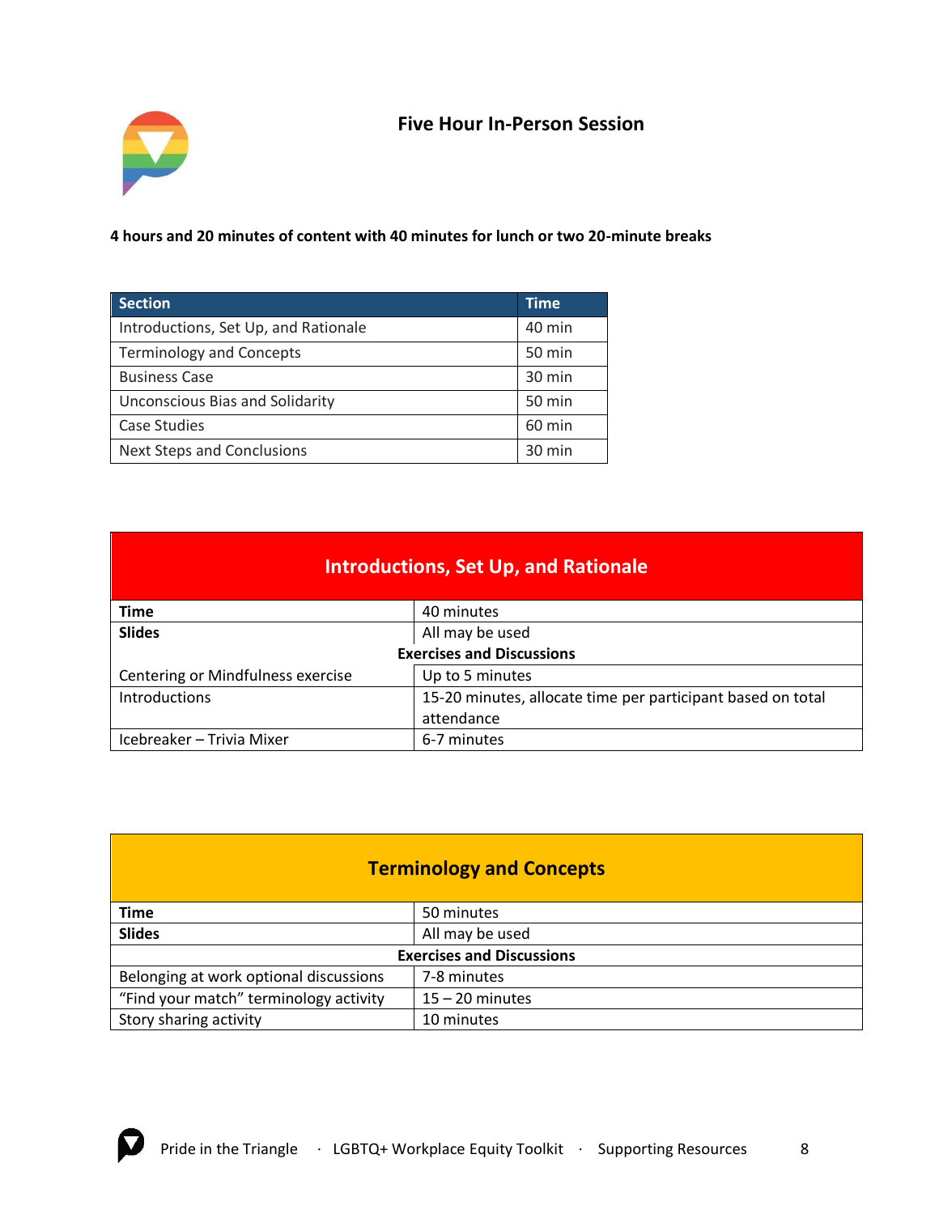## Five Hour In-Person Session

**4 hours and 20 minutes of content with 40 minutes for lunch or two 20-minute breaks**

| Section | Time |
|---|---|
| Introductions, Set Up, and Rationale | 40 min |
| Terminology and Concepts | 50 min |
| Business Case | 30 min |
| Unconscious Bias and Solidarity | 50 min |
| Case Studies | 60 min |
| Next Steps and Conclusions | 30 min |

| Introductions, Set Up, and Rationale | |
|---|---|
| **Time** | 40 minutes |
| **Slides** | All may be used |
| **Exercises and Discussions** | |
| Centering or Mindfulness exercise | Up to 5 minutes |
| Introductions | 15-20 minutes, allocate time per participant based on total attendance |
| Icebreaker – Trivia Mixer | 6-7 minutes |

| Terminology and Concepts | |
|---|---|
| **Time** | 50 minutes |
| **Slides** | All may be used |
| **Exercises and Discussions** | |
| Belonging at work optional discussions | 7-8 minutes |
| "Find your match" terminology activity | 15 – 20 minutes |
| Story sharing activity | 10 minutes |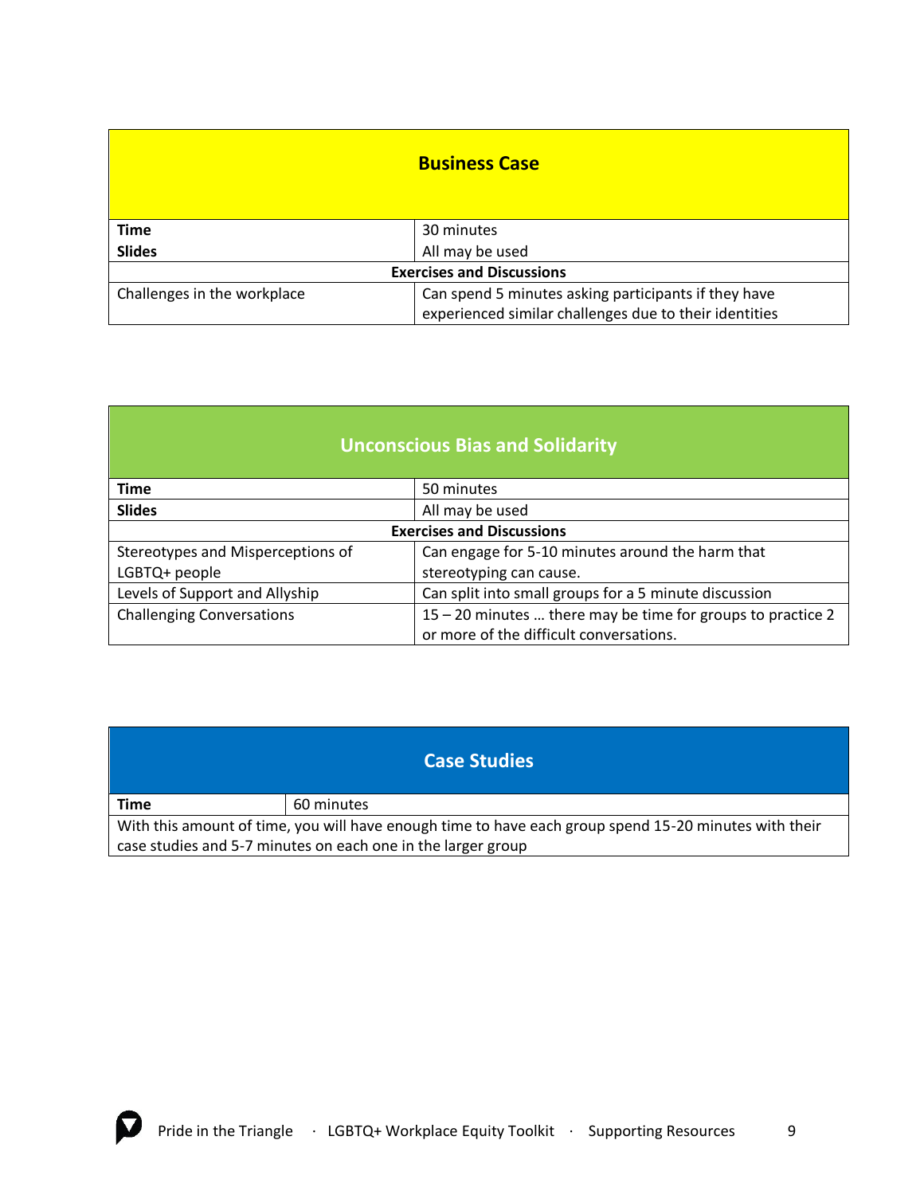| Business Case | |
|---|---|
| **Time** | 30 minutes |
| **Slides** | All may be used |
| **Exercises and Discussions** | |
| Challenges in the workplace | Can spend 5 minutes asking participants if they have experienced similar challenges due to their identities |

| Unconscious Bias and Solidarity | |
|---|---|
| **Time** | 50 minutes |
| **Slides** | All may be used |
| **Exercises and Discussions** | |
| Stereotypes and Misperceptions of LGBTQ+ people | Can engage for 5-10 minutes around the harm that stereotyping can cause. |
| Levels of Support and Allyship | Can split into small groups for a 5 minute discussion |
| Challenging Conversations | 15 – 20 minutes … there may be time for groups to practice 2 or more of the difficult conversations. |

| Case Studies | |
|---|---|
| **Time** | 60 minutes |
| With this amount of time, you will have enough time to have each group spend 15-20 minutes with their case studies and 5-7 minutes on each one in the larger group | |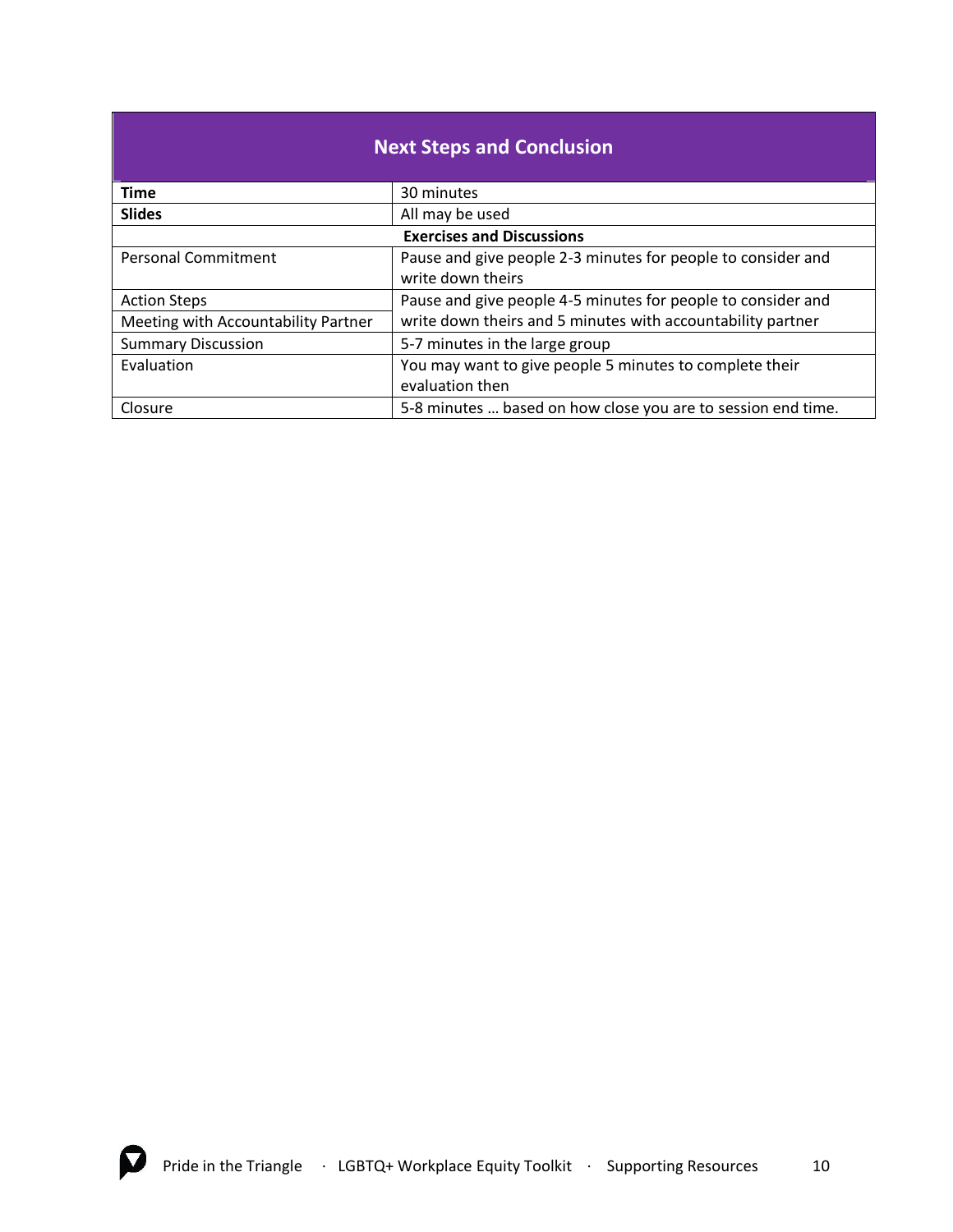| Next Steps and Conclusion | |
|---|---|
| **Time** | 30 minutes |
| **Slides** | All may be used |
| **Exercises and Discussions** | |
| Personal Commitment | Pause and give people 2-3 minutes for people to consider and write down theirs |
| Action Steps<br>Meeting with Accountability Partner | Pause and give people 4-5 minutes for people to consider and write down theirs and 5 minutes with accountability partner |
| Summary Discussion | 5-7 minutes in the large group |
| Evaluation | You may want to give people 5 minutes to complete their evaluation then |
| Closure | 5-8 minutes … based on how close you are to session end time. |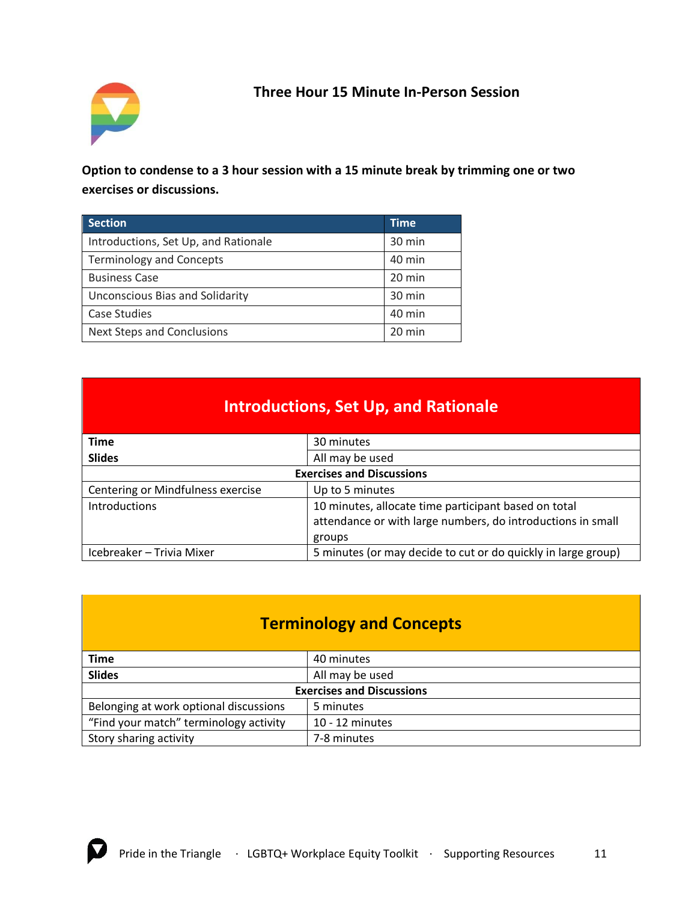# Three Hour 15 Minute In-Person Session

**Option to condense to a 3 hour session with a 15 minute break by trimming one or two exercises or discussions.**

| Section | Time |
|---|---|
| Introductions, Set Up, and Rationale | 30 min |
| Terminology and Concepts | 40 min |
| Business Case | 20 min |
| Unconscious Bias and Solidarity | 30 min |
| Case Studies | 40 min |
| Next Steps and Conclusions | 20 min |

## Introductions, Set Up, and Rationale

| | |
|---|---|
| **Time** | 30 minutes |
| **Slides** | All may be used |
| **Exercises and Discussions** | |
| Centering or Mindfulness exercise | Up to 5 minutes |
| Introductions | 10 minutes, allocate time participant based on total attendance or with large numbers, do introductions in small groups |
| Icebreaker – Trivia Mixer | 5 minutes (or may decide to cut or do quickly in large group) |

## Terminology and Concepts

| | |
|---|---|
| **Time** | 40 minutes |
| **Slides** | All may be used |
| **Exercises and Discussions** | |
| Belonging at work optional discussions | 5 minutes |
| "Find your match" terminology activity | 10 - 12 minutes |
| Story sharing activity | 7-8 minutes |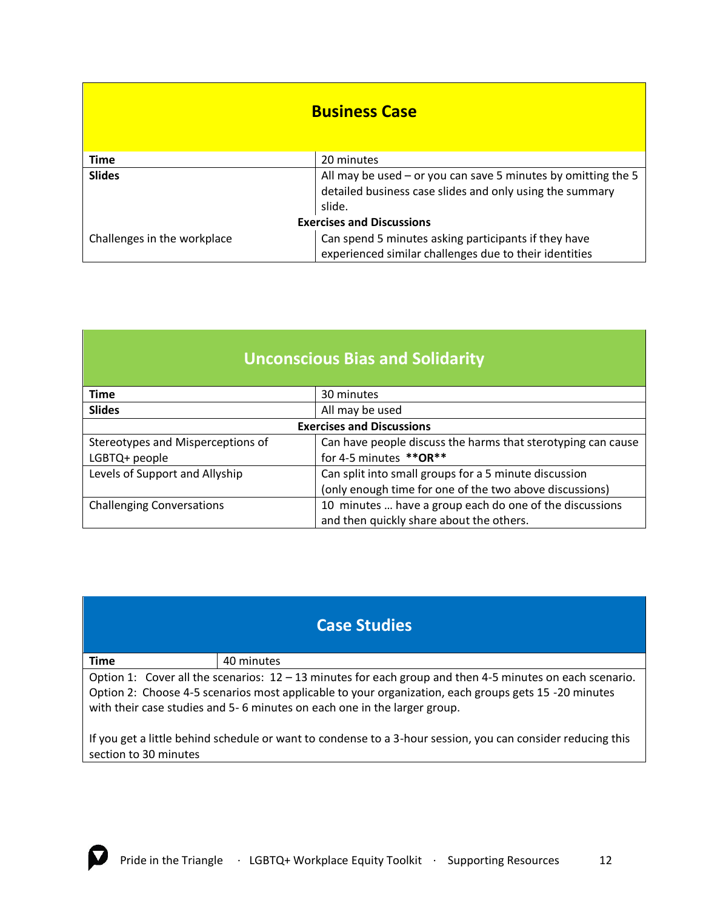## Business Case

| Time | 20 minutes |
| --- | --- |
| **Slides** | All may be used – or you can save 5 minutes by omitting the 5 detailed business case slides and only using the summary slide. |
| **Exercises and Discussions** | |
| Challenges in the workplace | Can spend 5 minutes asking participants if they have experienced similar challenges due to their identities |

## Unconscious Bias and Solidarity

| Time | 30 minutes |
| --- | --- |
| **Slides** | All may be used |
| **Exercises and Discussions** | |
| Stereotypes and Misperceptions of LGBTQ+ people | Can have people discuss the harms that sterotyping can cause for 4-5 minutes **\*\*OR\*\*** |
| Levels of Support and Allyship | Can split into small groups for a 5 minute discussion (only enough time for one of the two above discussions) |
| Challenging Conversations | 10 minutes … have a group each do one of the discussions and then quickly share about the others. |

## Case Studies

| Time | 40 minutes |
| --- | --- |

Option 1: Cover all the scenarios: 12 – 13 minutes for each group and then 4-5 minutes on each scenario.
Option 2: Choose 4-5 scenarios most applicable to your organization, each groups gets 15 -20 minutes with their case studies and 5- 6 minutes on each one in the larger group.

If you get a little behind schedule or want to condense to a 3-hour session, you can consider reducing this section to 30 minutes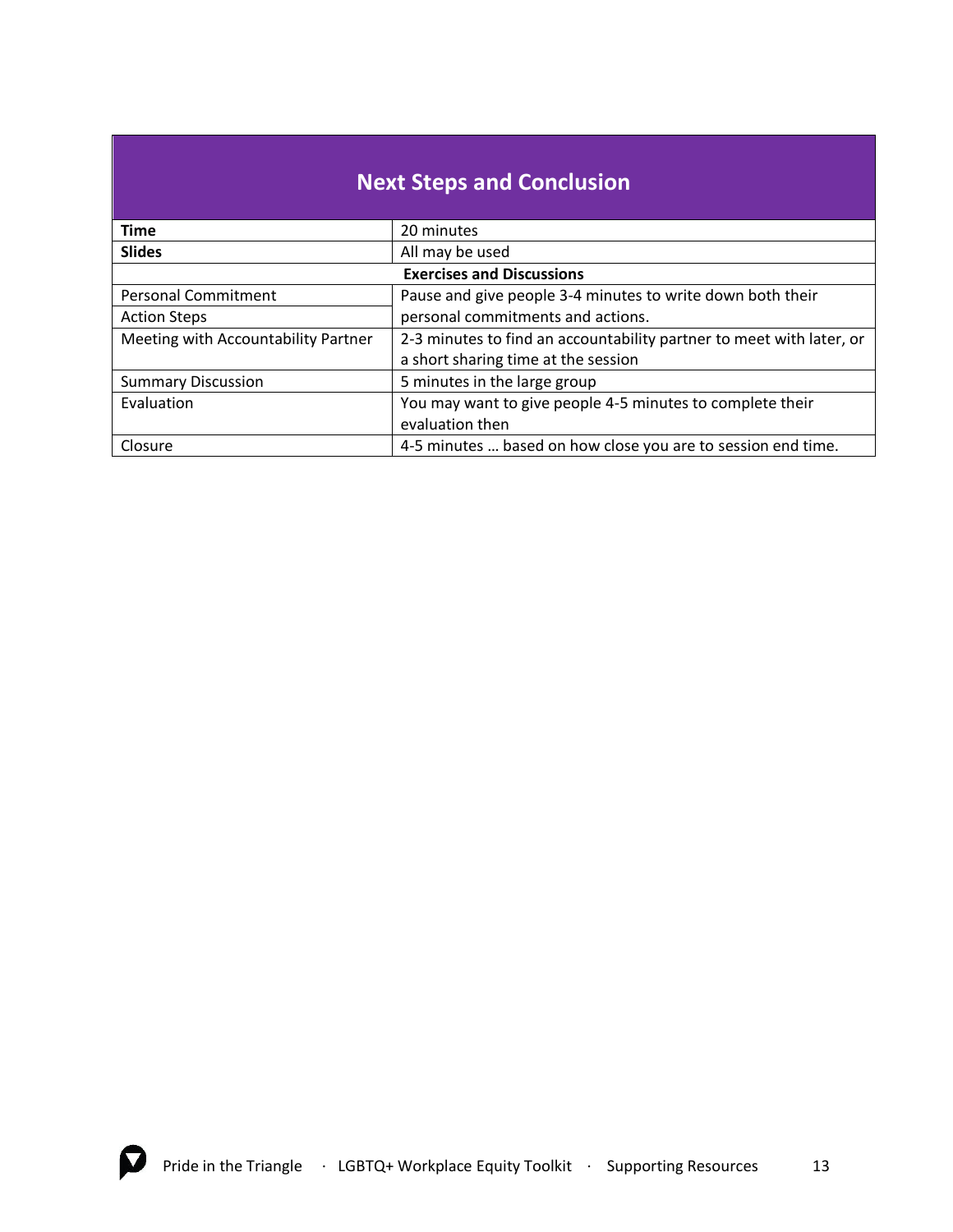## Next Steps and Conclusion

| **Time** | 20 minutes |
|---|---|
| **Slides** | All may be used |
| **Exercises and Discussions** | |
| Personal Commitment | Pause and give people 3-4 minutes to write down both their personal commitments and actions. |
| Action Steps | |
| Meeting with Accountability Partner | 2-3 minutes to find an accountability partner to meet with later, or a short sharing time at the session |
| Summary Discussion | 5 minutes in the large group |
| Evaluation | You may want to give people 4-5 minutes to complete their evaluation then |
| Closure | 4-5 minutes … based on how close you are to session end time. |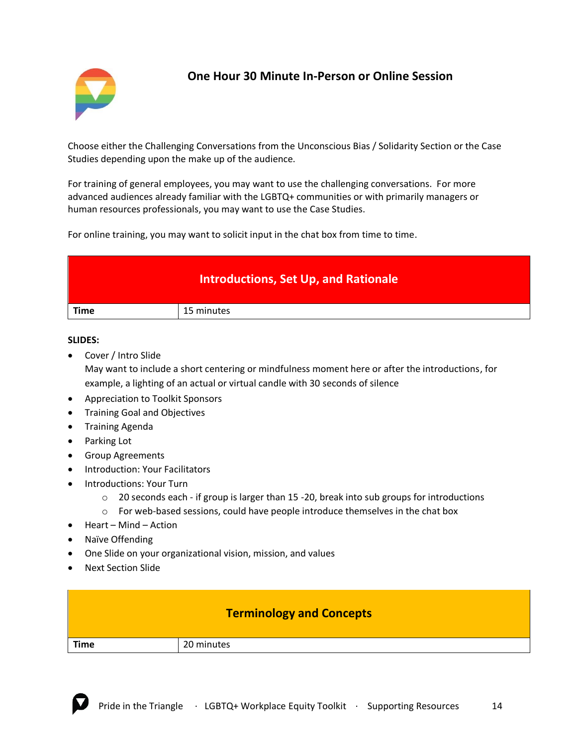# One Hour 30 Minute In-Person or Online Session

Choose either the Challenging Conversations from the Unconscious Bias / Solidarity Section or the Case Studies depending upon the make up of the audience.

For training of general employees, you may want to use the challenging conversations. For more advanced audiences already familiar with the LGBTQ+ communities or with primarily managers or human resources professionals, you may want to use the Case Studies.

For online training, you may want to solicit input in the chat box from time to time.

| Introductions, Set Up, and Rationale | |
|---|---|
| **Time** | 15 minutes |

**SLIDES:**

- Cover / Intro Slide
  May want to include a short centering or mindfulness moment here or after the introductions, for example, a lighting of an actual or virtual candle with 30 seconds of silence
- Appreciation to Toolkit Sponsors
- Training Goal and Objectives
- Training Agenda
- Parking Lot
- Group Agreements
- Introduction: Your Facilitators
- Introductions: Your Turn
  - 20 seconds each - if group is larger than 15 -20, break into sub groups for introductions
  - For web-based sessions, could have people introduce themselves in the chat box
- Heart – Mind – Action
- Naïve Offending
- One Slide on your organizational vision, mission, and values
- Next Section Slide

| Terminology and Concepts | |
|---|---|
| **Time** | 20 minutes |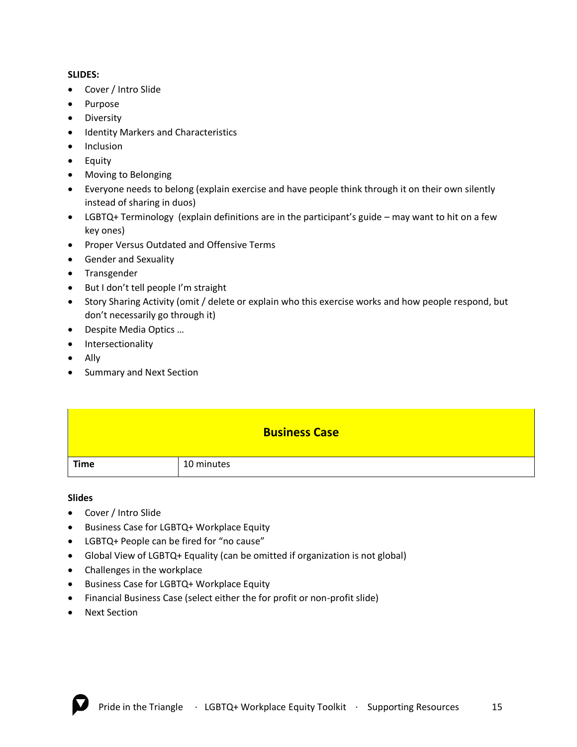**SLIDES:**

- Cover / Intro Slide
- Purpose
- Diversity
- Identity Markers and Characteristics
- Inclusion
- Equity
- Moving to Belonging
- Everyone needs to belong (explain exercise and have people think through it on their own silently instead of sharing in duos)
- LGBTQ+ Terminology (explain definitions are in the participant's guide – may want to hit on a few key ones)
- Proper Versus Outdated and Offensive Terms
- Gender and Sexuality
- Transgender
- But I don't tell people I'm straight
- Story Sharing Activity (omit / delete or explain who this exercise works and how people respond, but don't necessarily go through it)
- Despite Media Optics …
- Intersectionality
- Ally
- Summary and Next Section

| **Business Case** | |
|---|---|
| **Time** | 10 minutes |

**Slides**

- Cover / Intro Slide
- Business Case for LGBTQ+ Workplace Equity
- LGBTQ+ People can be fired for "no cause"
- Global View of LGBTQ+ Equality (can be omitted if organization is not global)
- Challenges in the workplace
- Business Case for LGBTQ+ Workplace Equity
- Financial Business Case (select either the for profit or non-profit slide)
- Next Section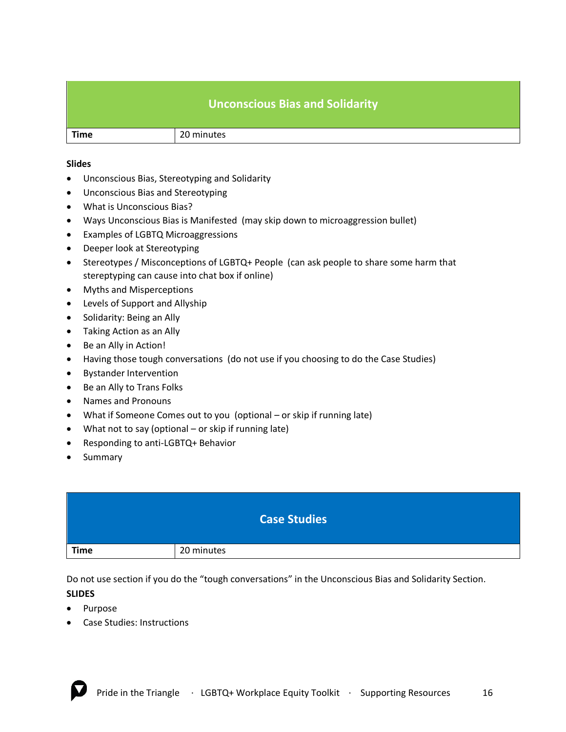| Unconscious Bias and Solidarity | |
| --- | --- |
| **Time** | 20 minutes |

**Slides**

- Unconscious Bias, Stereotyping and Solidarity
- Unconscious Bias and Stereotyping
- What is Unconscious Bias?
- Ways Unconscious Bias is Manifested (may skip down to microaggression bullet)
- Examples of LGBTQ Microaggressions
- Deeper look at Stereotyping
- Stereotypes / Misconceptions of LGBTQ+ People (can ask people to share some harm that stereptyping can cause into chat box if online)
- Myths and Misperceptions
- Levels of Support and Allyship
- Solidarity: Being an Ally
- Taking Action as an Ally
- Be an Ally in Action!
- Having those tough conversations (do not use if you choosing to do the Case Studies)
- Bystander Intervention
- Be an Ally to Trans Folks
- Names and Pronouns
- What if Someone Comes out to you (optional – or skip if running late)
- What not to say (optional – or skip if running late)
- Responding to anti-LGBTQ+ Behavior
- Summary

| Case Studies | |
| --- | --- |
| **Time** | 20 minutes |

Do not use section if you do the "tough conversations" in the Unconscious Bias and Solidarity Section.

**SLIDES**

- Purpose
- Case Studies: Instructions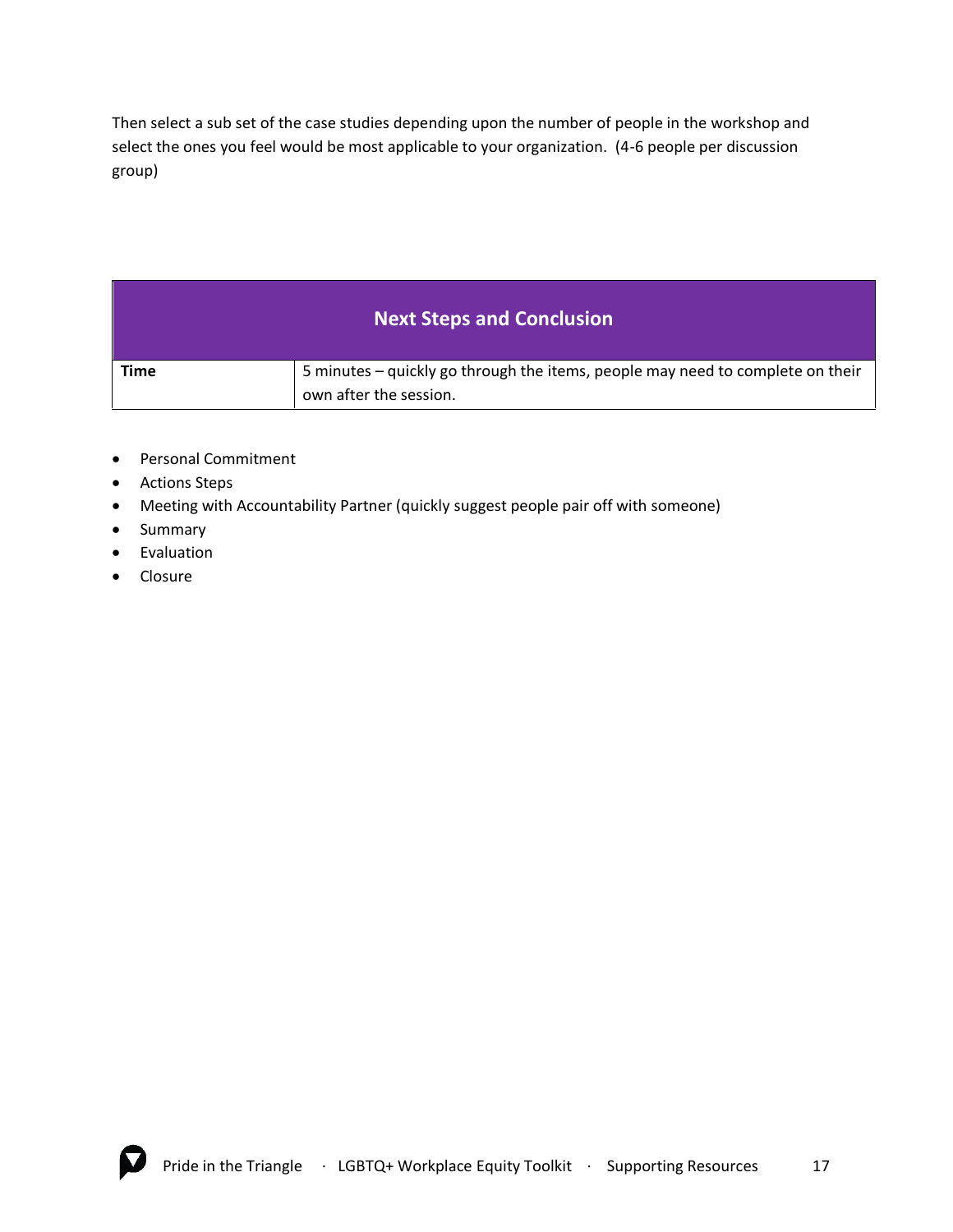Then select a sub set of the case studies depending upon the number of people in the workshop and select the ones you feel would be most applicable to your organization. (4-6 people per discussion group)

| **Next Steps and Conclusion** | |
|---|---|
| **Time** | 5 minutes – quickly go through the items, people may need to complete on their own after the session. |

- Personal Commitment
- Actions Steps
- Meeting with Accountability Partner (quickly suggest people pair off with someone)
- Summary
- Evaluation
- Closure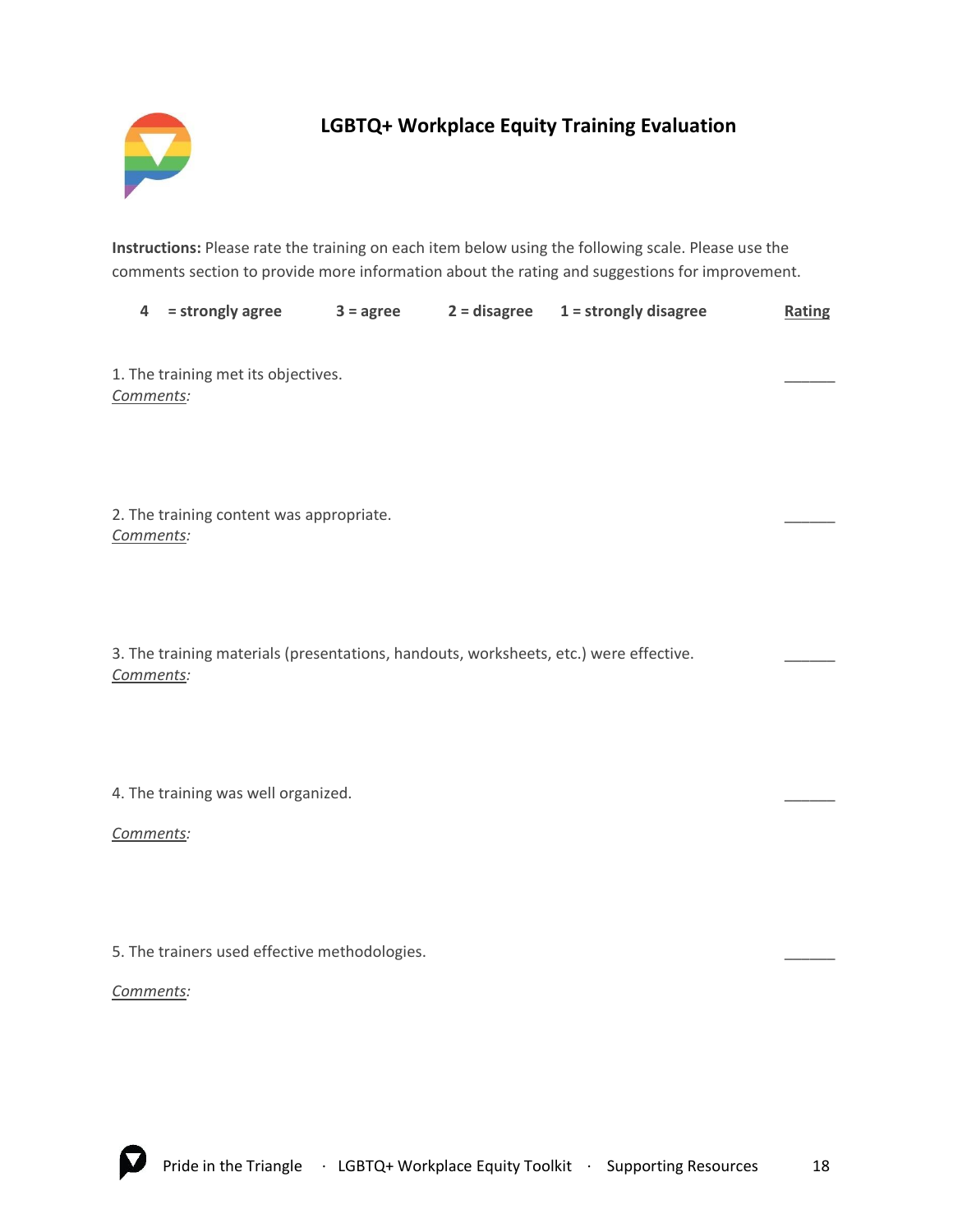# LGBTQ+ Workplace Equity Training Evaluation

**Instructions:** Please rate the training on each item below using the following scale. Please use the comments section to provide more information about the rating and suggestions for improvement.

**4 = strongly agree** &nbsp;&nbsp; **3 = agree** &nbsp;&nbsp; **2 = disagree** &nbsp;&nbsp; **1 = strongly disagree** &nbsp;&nbsp; **Rating**

1. The training met its objectives. ______

*Comments:*

2. The training content was appropriate. ______

*Comments:*

3. The training materials (presentations, handouts, worksheets, etc.) were effective. ______

*Comments:*

4. The training was well organized. ______

*Comments:*

5. The trainers used effective methodologies. ______

*Comments:*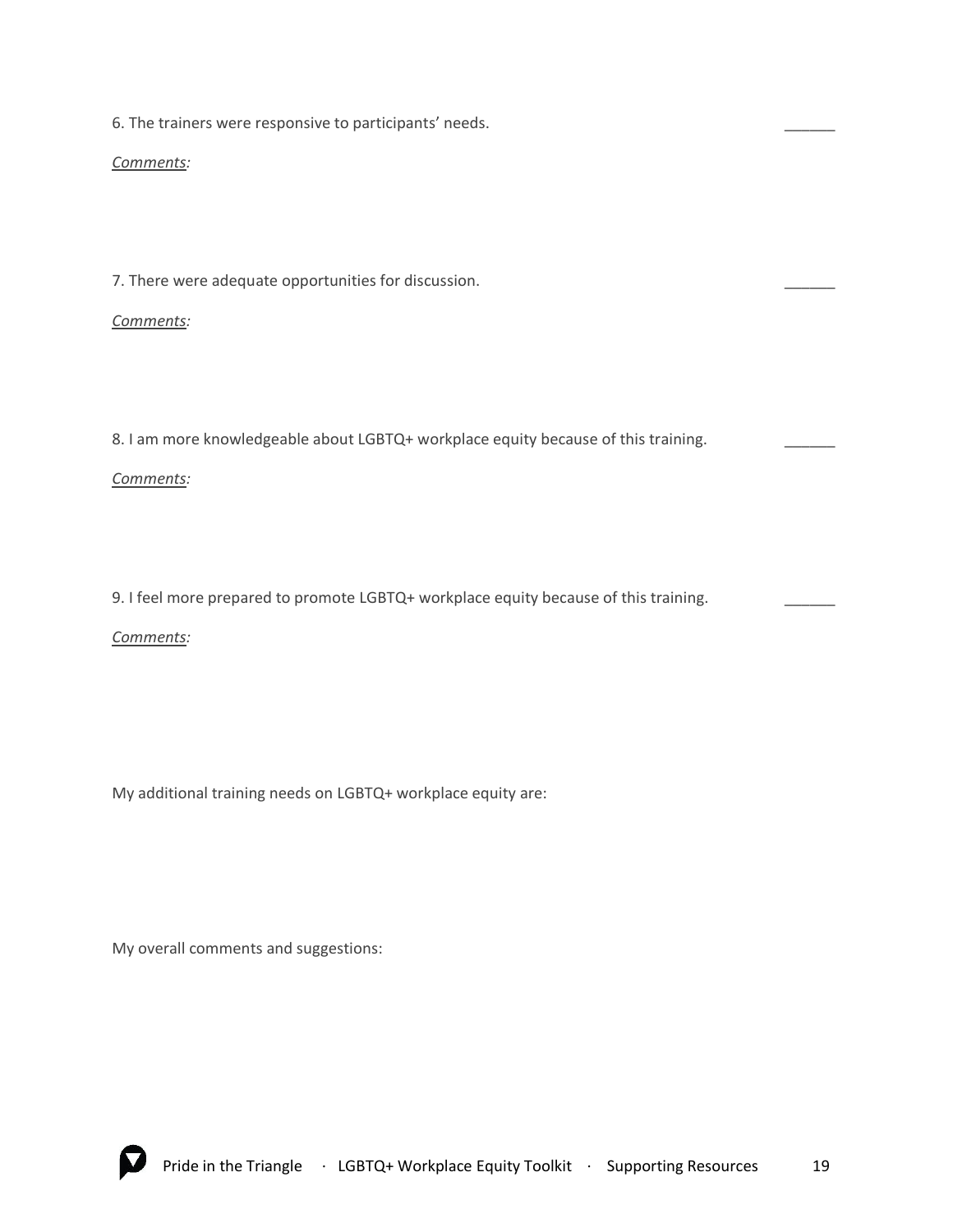6. The trainers were responsive to participants' needs. ______

*Comments:*

7. There were adequate opportunities for discussion. ______

*Comments:*

8. I am more knowledgeable about LGBTQ+ workplace equity because of this training. ______

*Comments:*

9. I feel more prepared to promote LGBTQ+ workplace equity because of this training. ______

*Comments:*

My additional training needs on LGBTQ+ workplace equity are:

My overall comments and suggestions: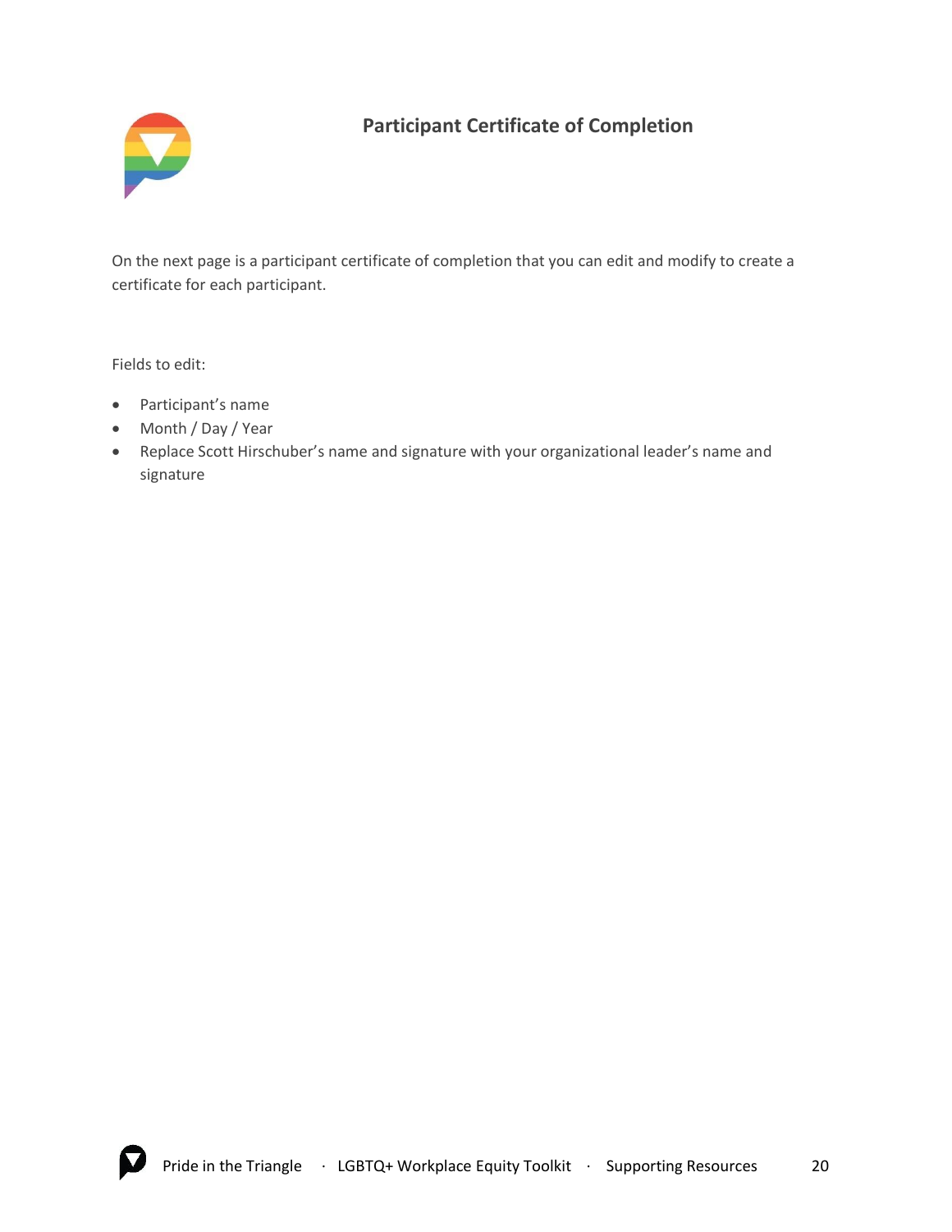# Participant Certificate of Completion

On the next page is a participant certificate of completion that you can edit and modify to create a certificate for each participant.

Fields to edit:

- Participant's name
- Month / Day / Year
- Replace Scott Hirschuber's name and signature with your organizational leader's name and signature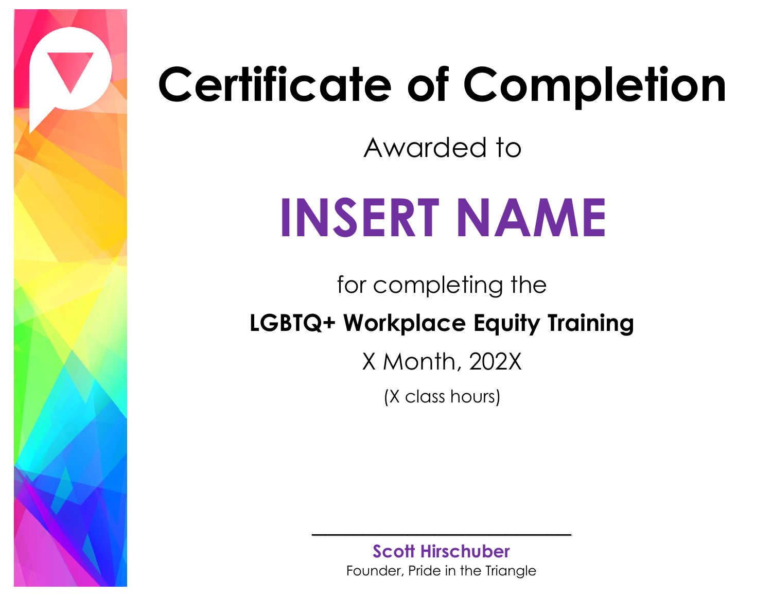# Certificate of Completion

Awarded to

## INSERT NAME

for completing the

**LGBTQ+ Workplace Equity Training**

X Month, 202X

(X class hours)

\_\_\_\_\_\_\_\_\_\_\_\_\_\_\_\_\_\_\_\_\_\_\_\_\_\_\_\_\_\_

**Scott Hirschuber**

Founder, Pride in the Triangle